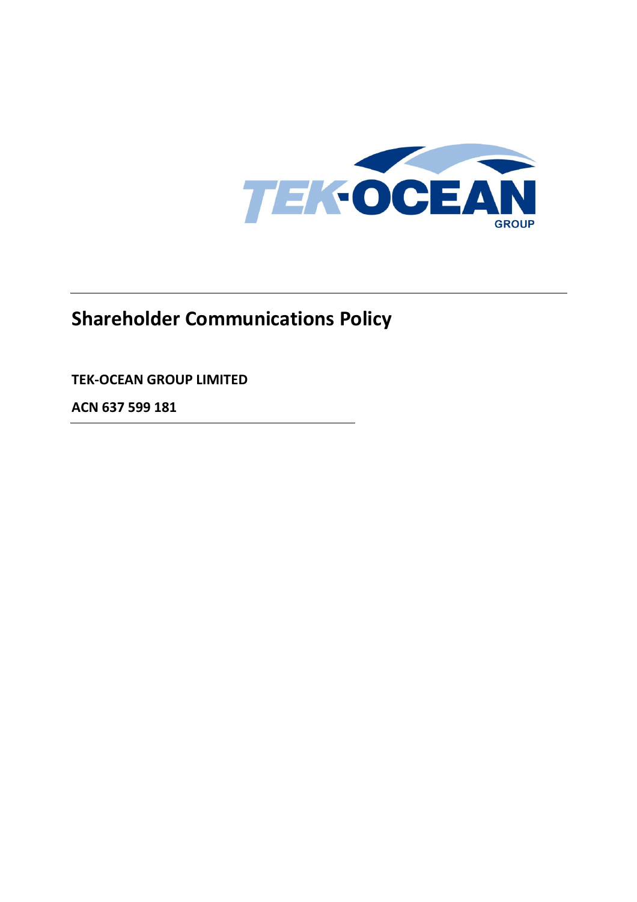# Shareholder Communications Policy

**TEK-OCEAN GROUP LIMITED**

**ACN 637 599 181**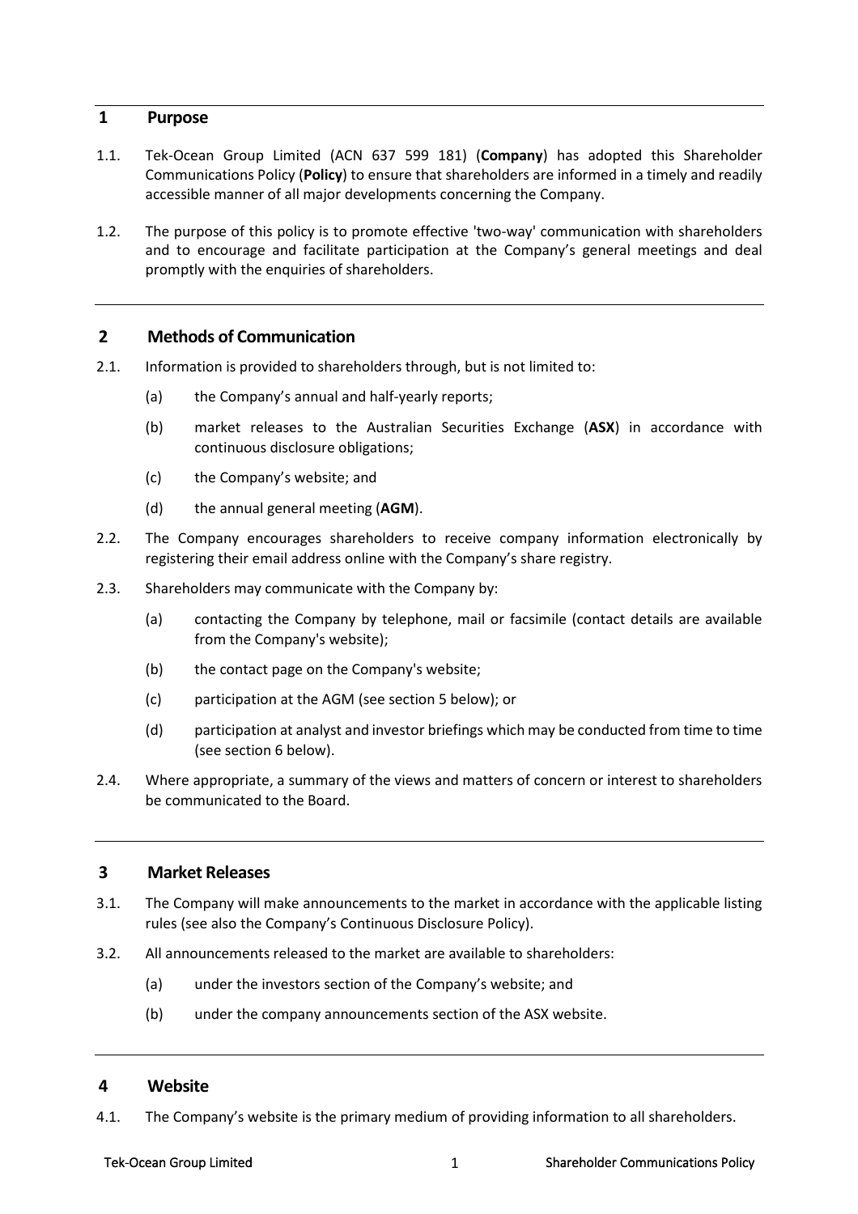## 1 Purpose

1.1. Tek-Ocean Group Limited (ACN 637 599 181) (**Company**) has adopted this Shareholder Communications Policy (**Policy**) to ensure that shareholders are informed in a timely and readily accessible manner of all major developments concerning the Company.

1.2. The purpose of this policy is to promote effective 'two-way' communication with shareholders and to encourage and facilitate participation at the Company's general meetings and deal promptly with the enquiries of shareholders.

## 2 Methods of Communication

2.1. Information is provided to shareholders through, but is not limited to:

(a) the Company's annual and half-yearly reports;

(b) market releases to the Australian Securities Exchange (**ASX**) in accordance with continuous disclosure obligations;

(c) the Company's website; and

(d) the annual general meeting (**AGM**).

2.2. The Company encourages shareholders to receive company information electronically by registering their email address online with the Company's share registry.

2.3. Shareholders may communicate with the Company by:

(a) contacting the Company by telephone, mail or facsimile (contact details are available from the Company's website);

(b) the contact page on the Company's website;

(c) participation at the AGM (see section 5 below); or

(d) participation at analyst and investor briefings which may be conducted from time to time (see section 6 below).

2.4. Where appropriate, a summary of the views and matters of concern or interest to shareholders be communicated to the Board.

## 3 Market Releases

3.1. The Company will make announcements to the market in accordance with the applicable listing rules (see also the Company's Continuous Disclosure Policy).

3.2. All announcements released to the market are available to shareholders:

(a) under the investors section of the Company's website; and

(b) under the company announcements section of the ASX website.

## 4 Website

4.1. The Company's website is the primary medium of providing information to all shareholders.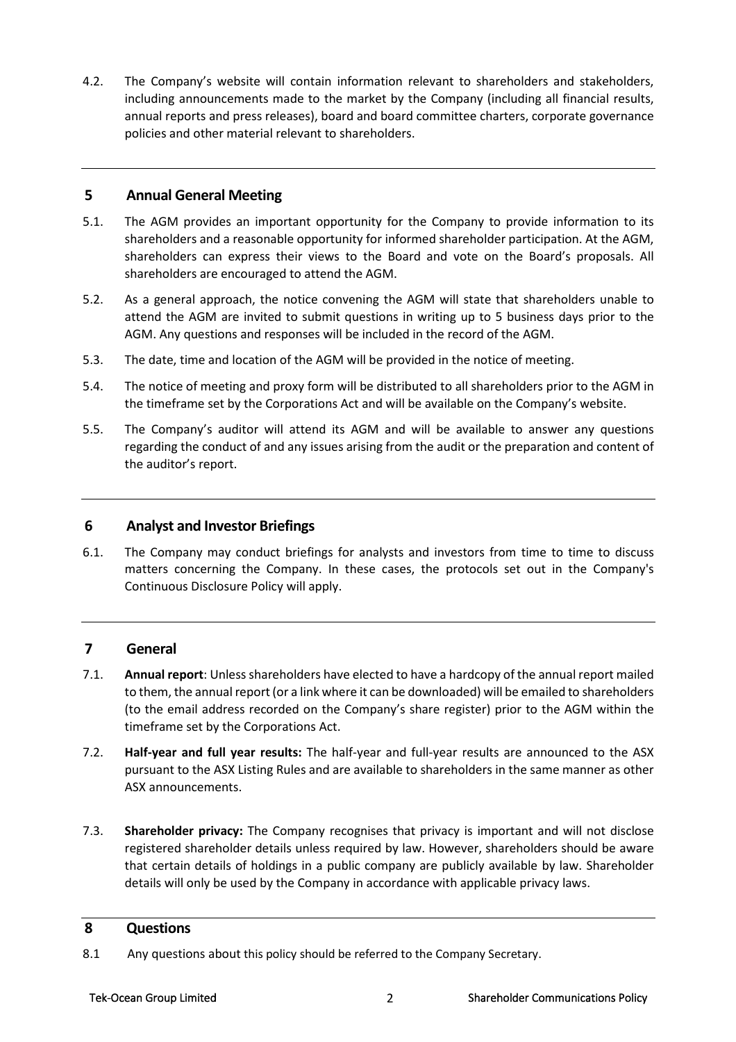4.2. The Company's website will contain information relevant to shareholders and stakeholders, including announcements made to the market by the Company (including all financial results, annual reports and press releases), board and board committee charters, corporate governance policies and other material relevant to shareholders.

## 5 Annual General Meeting

5.1. The AGM provides an important opportunity for the Company to provide information to its shareholders and a reasonable opportunity for informed shareholder participation. At the AGM, shareholders can express their views to the Board and vote on the Board's proposals. All shareholders are encouraged to attend the AGM.

5.2. As a general approach, the notice convening the AGM will state that shareholders unable to attend the AGM are invited to submit questions in writing up to 5 business days prior to the AGM. Any questions and responses will be included in the record of the AGM.

5.3. The date, time and location of the AGM will be provided in the notice of meeting.

5.4. The notice of meeting and proxy form will be distributed to all shareholders prior to the AGM in the timeframe set by the Corporations Act and will be available on the Company's website.

5.5. The Company's auditor will attend its AGM and will be available to answer any questions regarding the conduct of and any issues arising from the audit or the preparation and content of the auditor's report.

## 6 Analyst and Investor Briefings

6.1. The Company may conduct briefings for analysts and investors from time to time to discuss matters concerning the Company. In these cases, the protocols set out in the Company's Continuous Disclosure Policy will apply.

## 7 General

7.1. **Annual report**: Unless shareholders have elected to have a hardcopy of the annual report mailed to them, the annual report (or a link where it can be downloaded) will be emailed to shareholders (to the email address recorded on the Company's share register) prior to the AGM within the timeframe set by the Corporations Act.

7.2. **Half-year and full year results:** The half-year and full-year results are announced to the ASX pursuant to the ASX Listing Rules and are available to shareholders in the same manner as other ASX announcements.

7.3. **Shareholder privacy:** The Company recognises that privacy is important and will not disclose registered shareholder details unless required by law. However, shareholders should be aware that certain details of holdings in a public company are publicly available by law. Shareholder details will only be used by the Company in accordance with applicable privacy laws.

## 8 Questions

8.1 Any questions about this policy should be referred to the Company Secretary.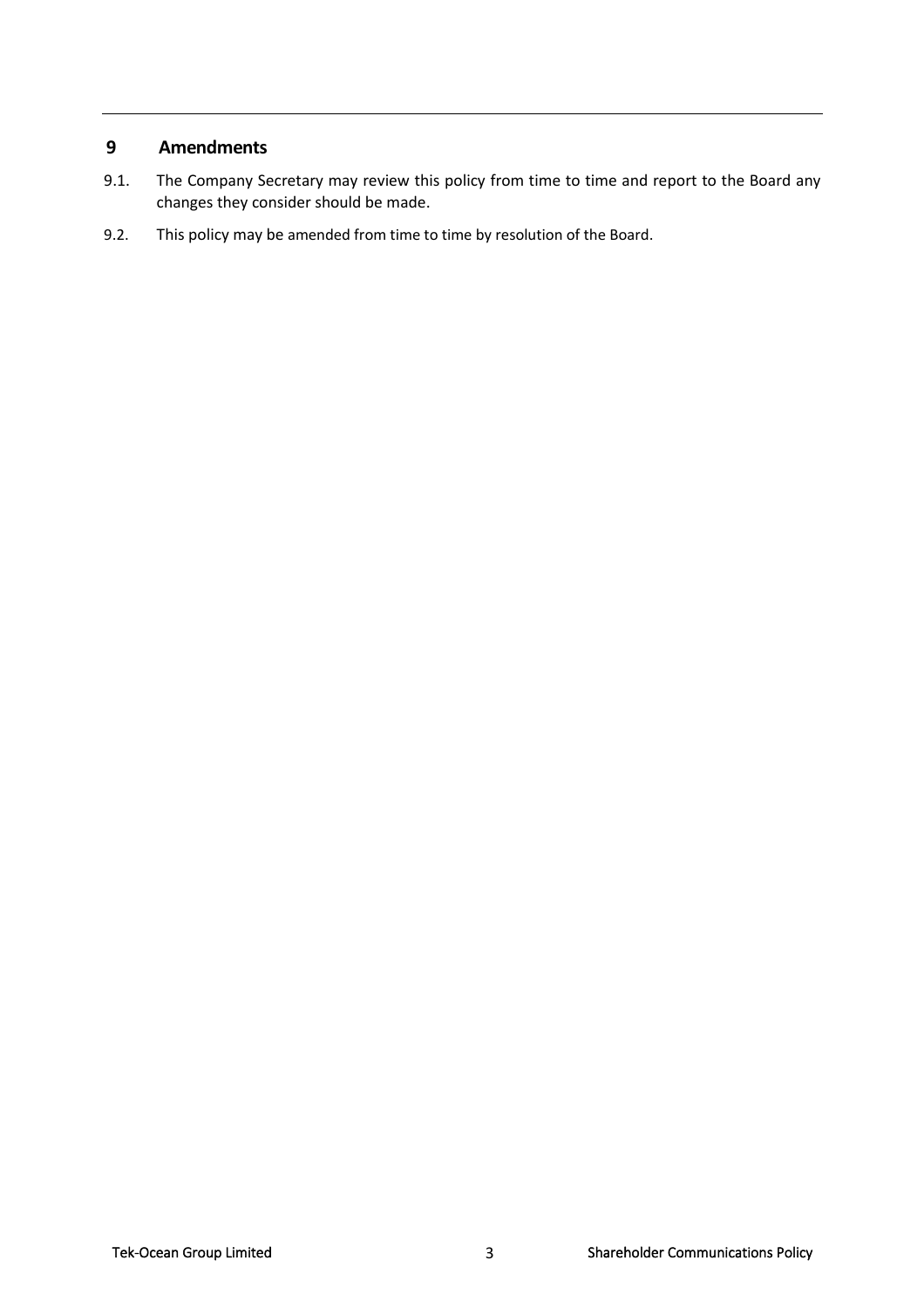## 9 Amendments

9.1. The Company Secretary may review this policy from time to time and report to the Board any changes they consider should be made.

9.2. This policy may be amended from time to time by resolution of the Board.